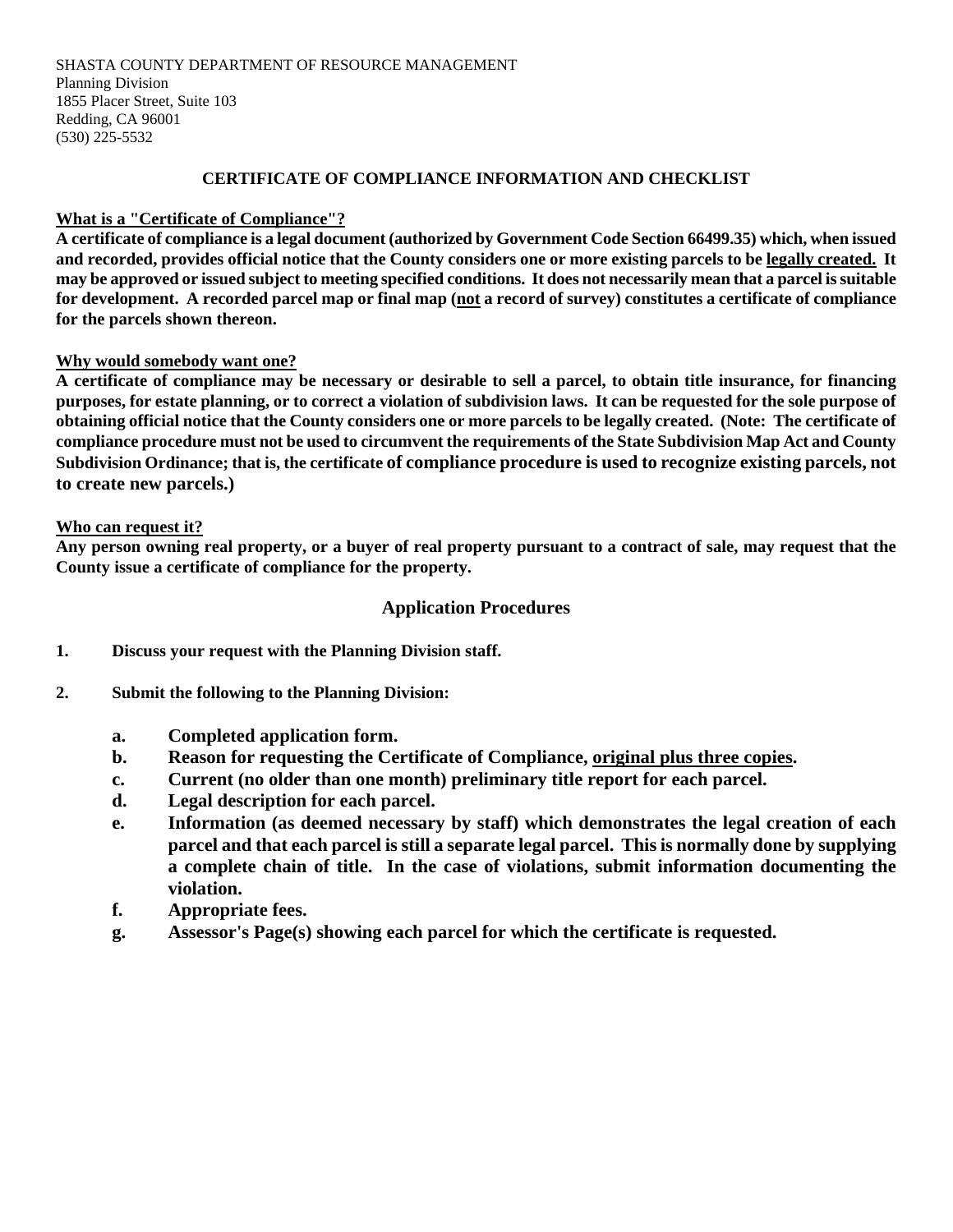SHASTA COUNTY DEPARTMENT OF RESOURCE MANAGEMENT
Planning Division
1855 Placer Street, Suite 103
Redding, CA 96001
(530) 225-5532

# CERTIFICATE OF COMPLIANCE INFORMATION AND CHECKLIST

**What is a "Certificate of Compliance"?**

**A certificate of compliance is a legal document (authorized by Government Code Section 66499.35) which, when issued and recorded, provides official notice that the County considers one or more existing parcels to be legally created. It may be approved or issued subject to meeting specified conditions. It does not necessarily mean that a parcel is suitable for development. A recorded parcel map or final map (not a record of survey) constitutes a certificate of compliance for the parcels shown thereon.**

**Why would somebody want one?**

**A certificate of compliance may be necessary or desirable to sell a parcel, to obtain title insurance, for financing purposes, for estate planning, or to correct a violation of subdivision laws. It can be requested for the sole purpose of obtaining official notice that the County considers one or more parcels to be legally created. (Note: The certificate of compliance procedure must not be used to circumvent the requirements of the State Subdivision Map Act and County Subdivision Ordinance; that is, the certificate of compliance procedure is used to recognize existing parcels, not to create new parcels.)**

**Who can request it?**

**Any person owning real property, or a buyer of real property pursuant to a contract of sale, may request that the County issue a certificate of compliance for the property.**

## Application Procedures

1. **Discuss your request with the Planning Division staff.**

2. **Submit the following to the Planning Division:**

   a. **Completed application form.**
   b. **Reason for requesting the Certificate of Compliance, original plus three copies.**
   c. **Current (no older than one month) preliminary title report for each parcel.**
   d. **Legal description for each parcel.**
   e. **Information (as deemed necessary by staff) which demonstrates the legal creation of each parcel and that each parcel is still a separate legal parcel. This is normally done by supplying a complete chain of title. In the case of violations, submit information documenting the violation.**
   f. **Appropriate fees.**
   g. **Assessor's Page(s) showing each parcel for which the certificate is requested.**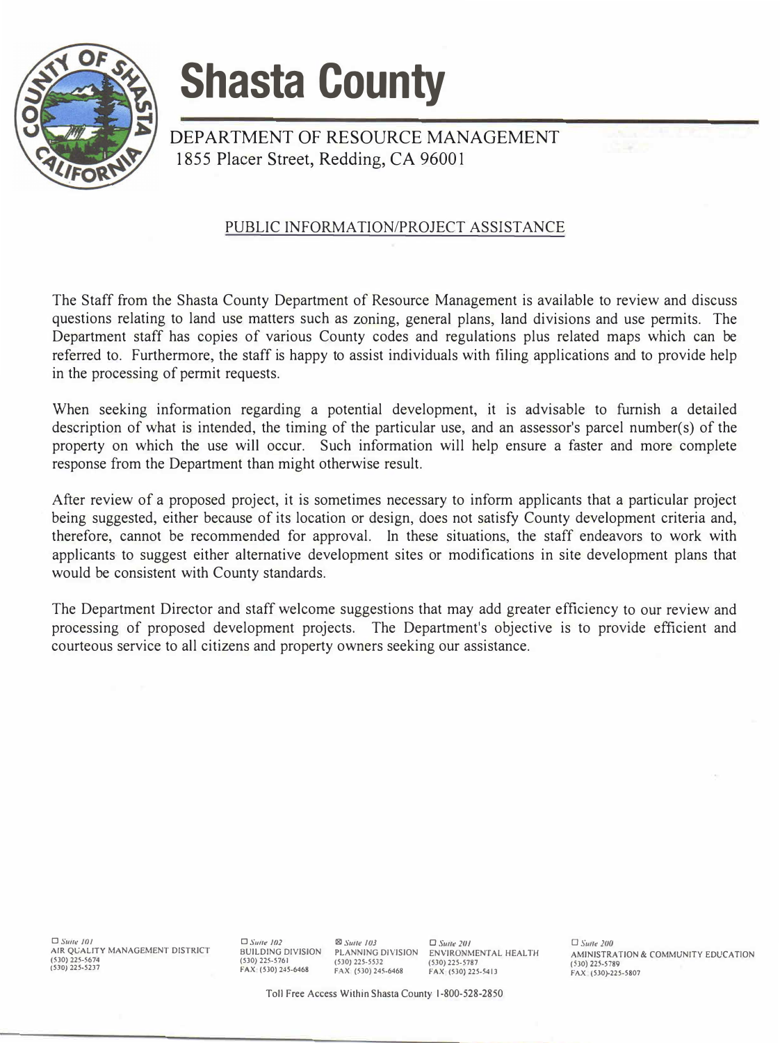# Shasta County

DEPARTMENT OF RESOURCE MANAGEMENT
1855 Placer Street, Redding, CA 96001

PUBLIC INFORMATION/PROJECT ASSISTANCE

The Staff from the Shasta County Department of Resource Management is available to review and discuss questions relating to land use matters such as zoning, general plans, land divisions and use permits. The Department staff has copies of various County codes and regulations plus related maps which can be referred to. Furthermore, the staff is happy to assist individuals with filing applications and to provide help in the processing of permit requests.

When seeking information regarding a potential development, it is advisable to furnish a detailed description of what is intended, the timing of the particular use, and an assessor's parcel number(s) of the property on which the use will occur. Such information will help ensure a faster and more complete response from the Department than might otherwise result.

After review of a proposed project, it is sometimes necessary to inform applicants that a particular project being suggested, either because of its location or design, does not satisfy County development criteria and, therefore, cannot be recommended for approval. In these situations, the staff endeavors to work with applicants to suggest either alternative development sites or modifications in site development plans that would be consistent with County standards.

The Department Director and staff welcome suggestions that may add greater efficiency to our review and processing of proposed development projects. The Department's objective is to provide efficient and courteous service to all citizens and property owners seeking our assistance.

☐ Suite 101
AIR QUALITY MANAGEMENT DISTRICT
(530) 225-5674
(530) 225-5237

☐ Suite 102
BUILDING DIVISION
(530) 225-5761
FAX (530) 245-6468

☒ Suite 103
PLANNING DIVISION
(530) 225-5532
FAX (530) 245-6468

☐ Suite 201
ENVIRONMENTAL HEALTH
(530) 225-5787
FAX (530) 225-5413

☐ Suite 200
AMINISTRATION & COMMUNITY EDUCATION
(530) 225-5789
FAX (530)-225-5807

Toll Free Access Within Shasta County 1-800-528-2850